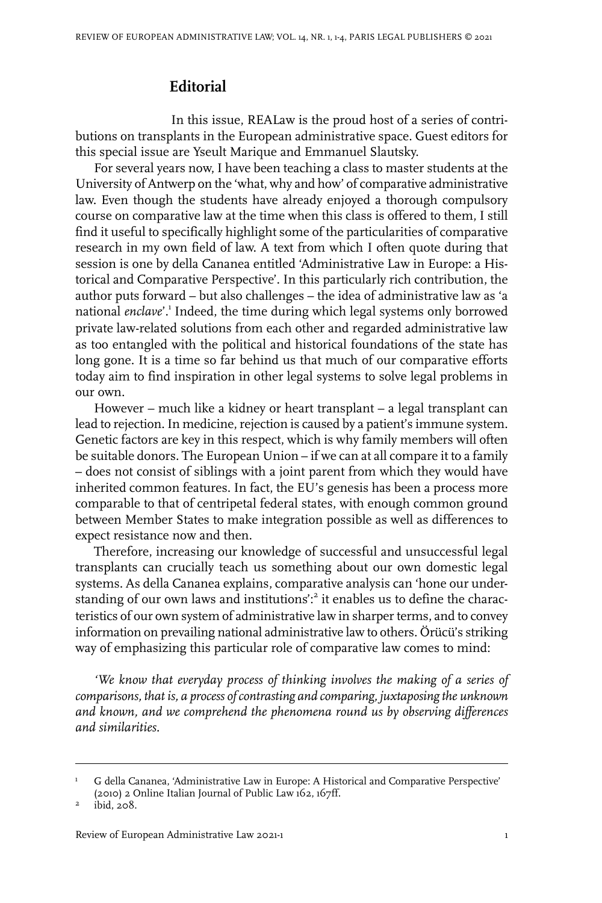# Editorial

In this issue, REALaw is the proud host of a series of contributions on transplants in the European administrative space. Guest editors for this special issue are Yseult Marique and Emmanuel Slautsky.

For several years now, I have been teaching a class to master students at the University of Antwerp on the 'what, why and how' of comparative administrative law. Even though the students have already enjoyed a thorough compulsory course on comparative law at the time when this class is offered to them, I still find it useful to specifically highlight some of the particularities of comparative research in my own field of law. A text from which I often quote during that session is one by della Cananea entitled 'Administrative Law in Europe: a Historical and Comparative Perspective'. In this particularly rich contribution, the author puts forward – but also challenges – the idea of administrative law as 'a national *enclave*'.[1] Indeed, the time during which legal systems only borrowed private law-related solutions from each other and regarded administrative law as too entangled with the political and historical foundations of the state has long gone. It is a time so far behind us that much of our comparative efforts today aim to find inspiration in other legal systems to solve legal problems in our own.

However – much like a kidney or heart transplant – a legal transplant can lead to rejection. In medicine, rejection is caused by a patient's immune system. Genetic factors are key in this respect, which is why family members will often be suitable donors. The European Union – if we can at all compare it to a family – does not consist of siblings with a joint parent from which they would have inherited common features. In fact, the EU's genesis has been a process more comparable to that of centripetal federal states, with enough common ground between Member States to make integration possible as well as differences to expect resistance now and then.

Therefore, increasing our knowledge of successful and unsuccessful legal transplants can crucially teach us something about our own domestic legal systems. As della Cananea explains, comparative analysis can 'hone our understanding of our own laws and institutions':[2] it enables us to define the characteristics of our own system of administrative law in sharper terms, and to convey information on prevailing national administrative law to others. Örücü's striking way of emphasizing this particular role of comparative law comes to mind:

*'We know that everyday process of thinking involves the making of a series of comparisons, that is, a process of contrasting and comparing, juxtaposing the unknown and known, and we comprehend the phenomena round us by observing differences and similarities.*

---

[1] G della Cananea, 'Administrative Law in Europe: A Historical and Comparative Perspective' (2010) 2 Online Italian Journal of Public Law 162, 167ff.

[2] ibid, 208.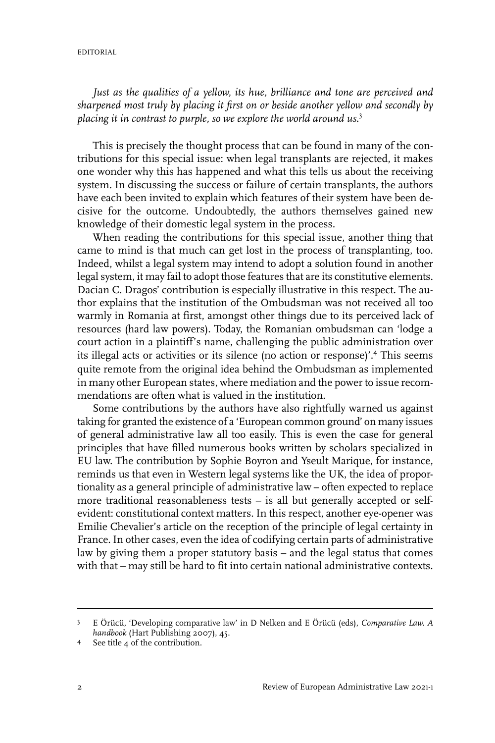*Just as the qualities of a yellow, its hue, brilliance and tone are perceived and sharpened most truly by placing it first on or beside another yellow and secondly by placing it in contrast to purple, so we explore the world around us.*[3]

This is precisely the thought process that can be found in many of the contributions for this special issue: when legal transplants are rejected, it makes one wonder why this has happened and what this tells us about the receiving system. In discussing the success or failure of certain transplants, the authors have each been invited to explain which features of their system have been decisive for the outcome. Undoubtedly, the authors themselves gained new knowledge of their domestic legal system in the process.

When reading the contributions for this special issue, another thing that came to mind is that much can get lost in the process of transplanting, too. Indeed, whilst a legal system may intend to adopt a solution found in another legal system, it may fail to adopt those features that are its constitutive elements. Dacian C. Dragos' contribution is especially illustrative in this respect. The author explains that the institution of the Ombudsman was not received all too warmly in Romania at first, amongst other things due to its perceived lack of resources (hard law powers). Today, the Romanian ombudsman can 'lodge a court action in a plaintiff's name, challenging the public administration over its illegal acts or activities or its silence (no action or response)'.[4] This seems quite remote from the original idea behind the Ombudsman as implemented in many other European states, where mediation and the power to issue recommendations are often what is valued in the institution.

Some contributions by the authors have also rightfully warned us against taking for granted the existence of a 'European common ground' on many issues of general administrative law all too easily. This is even the case for general principles that have filled numerous books written by scholars specialized in EU law. The contribution by Sophie Boyron and Yseult Marique, for instance, reminds us that even in Western legal systems like the UK, the idea of proportionality as a general principle of administrative law – often expected to replace more traditional reasonableness tests – is all but generally accepted or self-evident: constitutional context matters. In this respect, another eye-opener was Emilie Chevalier's article on the reception of the principle of legal certainty in France. In other cases, even the idea of codifying certain parts of administrative law by giving them a proper statutory basis – and the legal status that comes with that – may still be hard to fit into certain national administrative contexts.

---

[3] E Örücü, 'Developing comparative law' in D Nelken and E Örücü (eds), *Comparative Law. A handbook* (Hart Publishing 2007), 45.

[4] See title 4 of the contribution.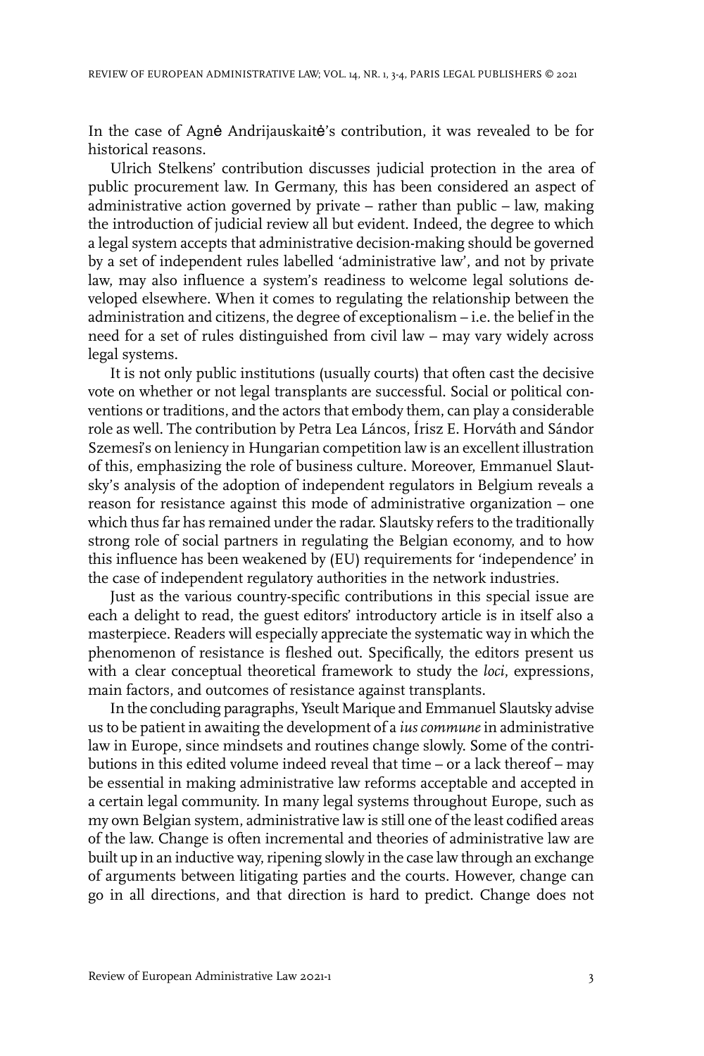In the case of Agnė Andrijauskaitė's contribution, it was revealed to be for historical reasons.

Ulrich Stelkens' contribution discusses judicial protection in the area of public procurement law. In Germany, this has been considered an aspect of administrative action governed by private – rather than public – law, making the introduction of judicial review all but evident. Indeed, the degree to which a legal system accepts that administrative decision-making should be governed by a set of independent rules labelled 'administrative law', and not by private law, may also influence a system's readiness to welcome legal solutions developed elsewhere. When it comes to regulating the relationship between the administration and citizens, the degree of exceptionalism – i.e. the belief in the need for a set of rules distinguished from civil law – may vary widely across legal systems.

It is not only public institutions (usually courts) that often cast the decisive vote on whether or not legal transplants are successful. Social or political conventions or traditions, and the actors that embody them, can play a considerable role as well. The contribution by Petra Lea Láncos, Írisz E. Horváth and Sándor Szemesi's on leniency in Hungarian competition law is an excellent illustration of this, emphasizing the role of business culture. Moreover, Emmanuel Slautsky's analysis of the adoption of independent regulators in Belgium reveals a reason for resistance against this mode of administrative organization – one which thus far has remained under the radar. Slautsky refers to the traditionally strong role of social partners in regulating the Belgian economy, and to how this influence has been weakened by (EU) requirements for 'independence' in the case of independent regulatory authorities in the network industries.

Just as the various country-specific contributions in this special issue are each a delight to read, the guest editors' introductory article is in itself also a masterpiece. Readers will especially appreciate the systematic way in which the phenomenon of resistance is fleshed out. Specifically, the editors present us with a clear conceptual theoretical framework to study the *loci*, expressions, main factors, and outcomes of resistance against transplants.

In the concluding paragraphs, Yseult Marique and Emmanuel Slautsky advise us to be patient in awaiting the development of a *ius commune* in administrative law in Europe, since mindsets and routines change slowly. Some of the contributions in this edited volume indeed reveal that time – or a lack thereof – may be essential in making administrative law reforms acceptable and accepted in a certain legal community. In many legal systems throughout Europe, such as my own Belgian system, administrative law is still one of the least codified areas of the law. Change is often incremental and theories of administrative law are built up in an inductive way, ripening slowly in the case law through an exchange of arguments between litigating parties and the courts. However, change can go in all directions, and that direction is hard to predict. Change does not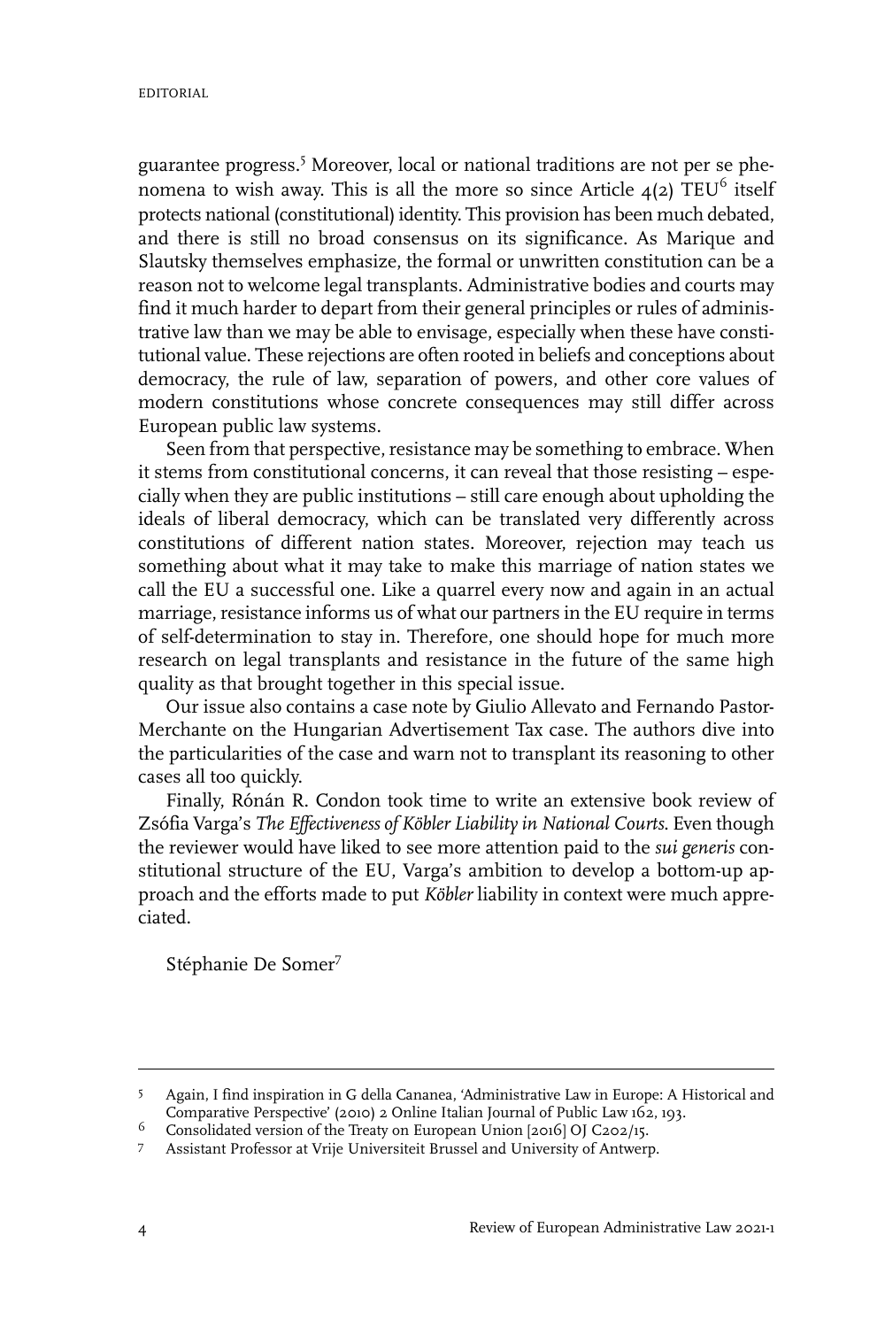guarantee progress.[5] Moreover, local or national traditions are not per se phenomena to wish away. This is all the more so since Article 4(2) TEU[6] itself protects national (constitutional) identity. This provision has been much debated, and there is still no broad consensus on its significance. As Marique and Slautsky themselves emphasize, the formal or unwritten constitution can be a reason not to welcome legal transplants. Administrative bodies and courts may find it much harder to depart from their general principles or rules of administrative law than we may be able to envisage, especially when these have constitutional value. These rejections are often rooted in beliefs and conceptions about democracy, the rule of law, separation of powers, and other core values of modern constitutions whose concrete consequences may still differ across European public law systems.

Seen from that perspective, resistance may be something to embrace. When it stems from constitutional concerns, it can reveal that those resisting – especially when they are public institutions – still care enough about upholding the ideals of liberal democracy, which can be translated very differently across constitutions of different nation states. Moreover, rejection may teach us something about what it may take to make this marriage of nation states we call the EU a successful one. Like a quarrel every now and again in an actual marriage, resistance informs us of what our partners in the EU require in terms of self-determination to stay in. Therefore, one should hope for much more research on legal transplants and resistance in the future of the same high quality as that brought together in this special issue.

Our issue also contains a case note by Giulio Allevato and Fernando Pastor-Merchante on the Hungarian Advertisement Tax case. The authors dive into the particularities of the case and warn not to transplant its reasoning to other cases all too quickly.

Finally, Rónán R. Condon took time to write an extensive book review of Zsófia Varga's *The Effectiveness of Köbler Liability in National Courts*. Even though the reviewer would have liked to see more attention paid to the *sui generis* constitutional structure of the EU, Varga's ambition to develop a bottom-up approach and the efforts made to put *Köbler* liability in context were much appreciated.

Stéphanie De Somer[7]

---

5 Again, I find inspiration in G della Cananea, 'Administrative Law in Europe: A Historical and Comparative Perspective' (2010) 2 Online Italian Journal of Public Law 162, 193.

6 Consolidated version of the Treaty on European Union [2016] OJ C202/15.

7 Assistant Professor at Vrije Universiteit Brussel and University of Antwerp.